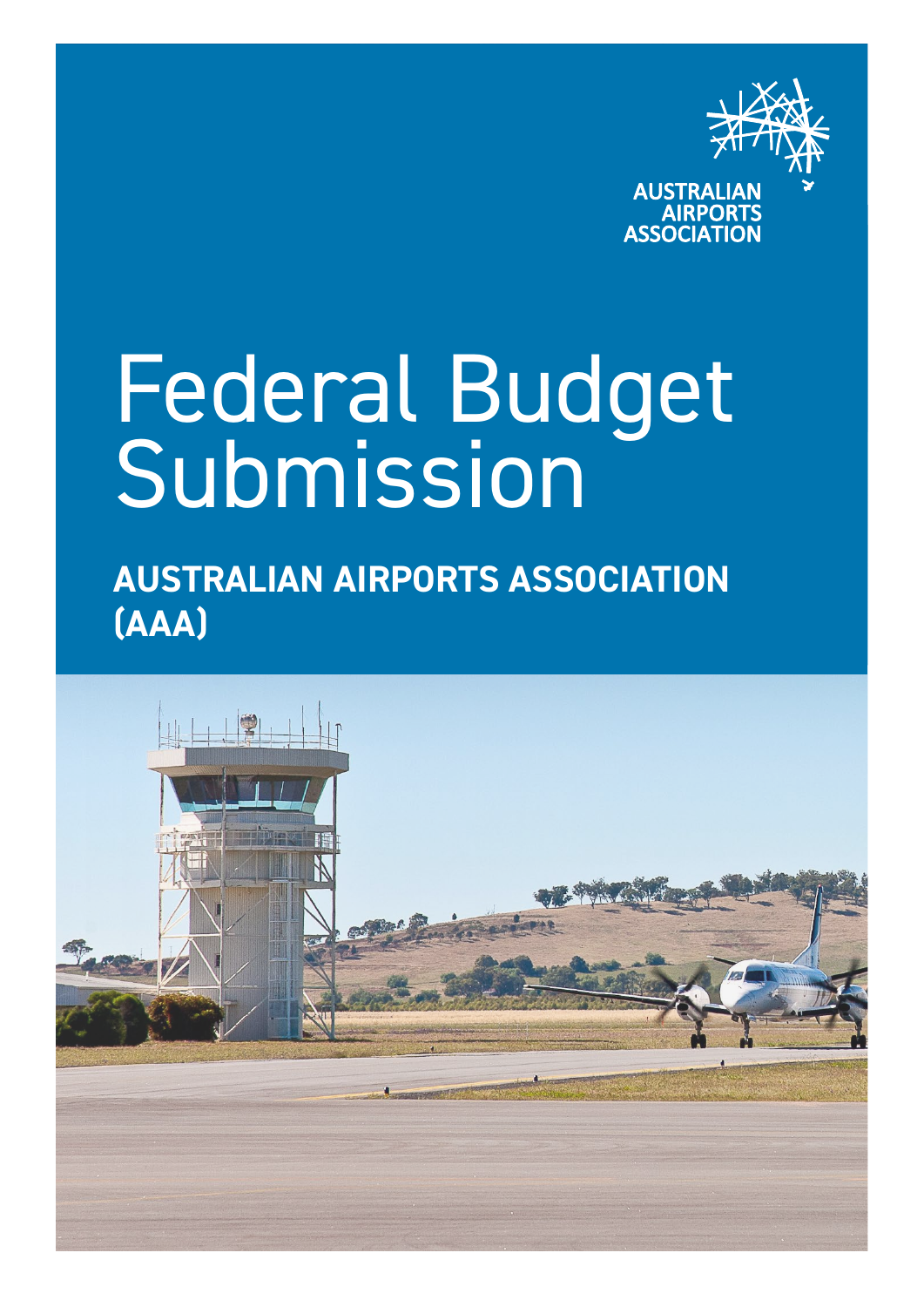AUSTRALIAN AIRPORTS ASSOCIATION

# Federal Budget Submission

## AUSTRALIAN AIRPORTS ASSOCIATION (AAA)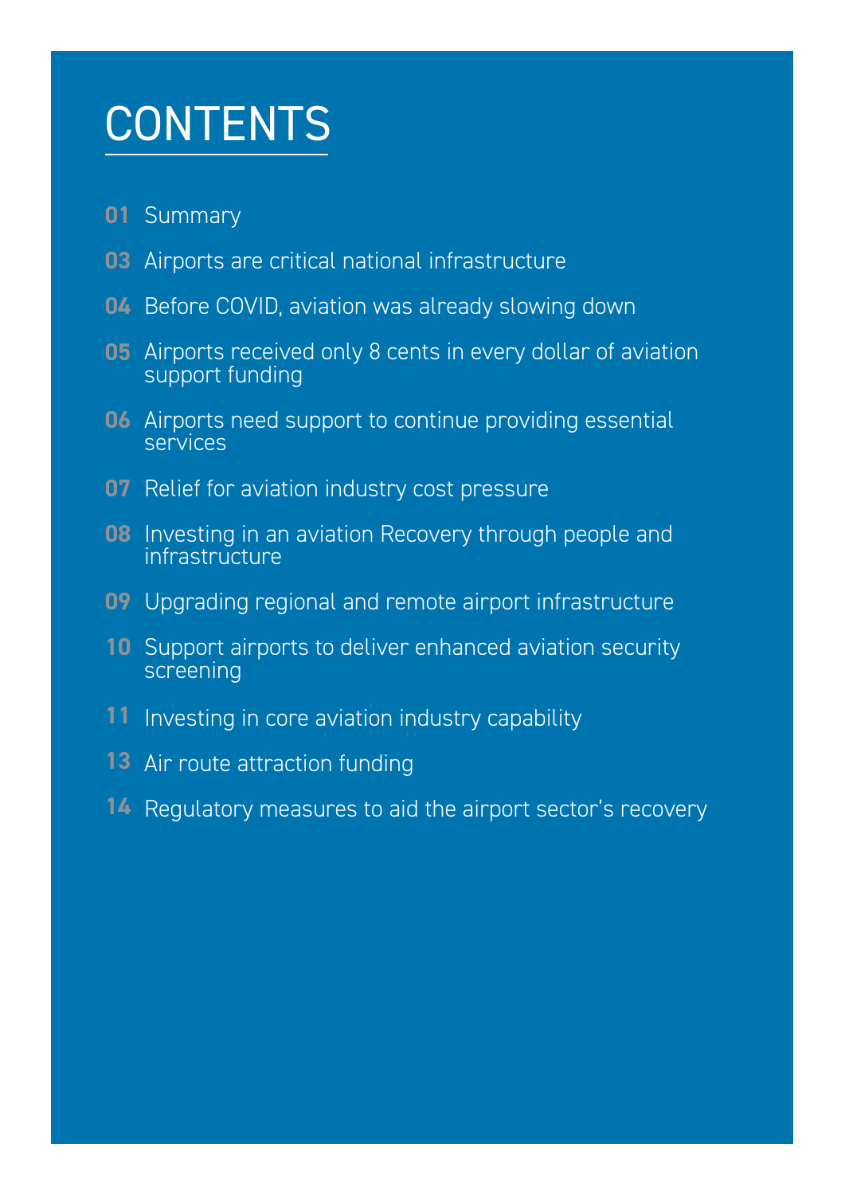# CONTENTS

**01** Summary

**03** Airports are critical national infrastructure

**04** Before COVID, aviation was already slowing down

**05** Airports received only 8 cents in every dollar of aviation support funding

**06** Airports need support to continue providing essential services

**07** Relief for aviation industry cost pressure

**08** Investing in an aviation Recovery through people and infrastructure

**09** Upgrading regional and remote airport infrastructure

**10** Support airports to deliver enhanced aviation security screening

**11** Investing in core aviation industry capability

**13** Air route attraction funding

**14** Regulatory measures to aid the airport sector's recovery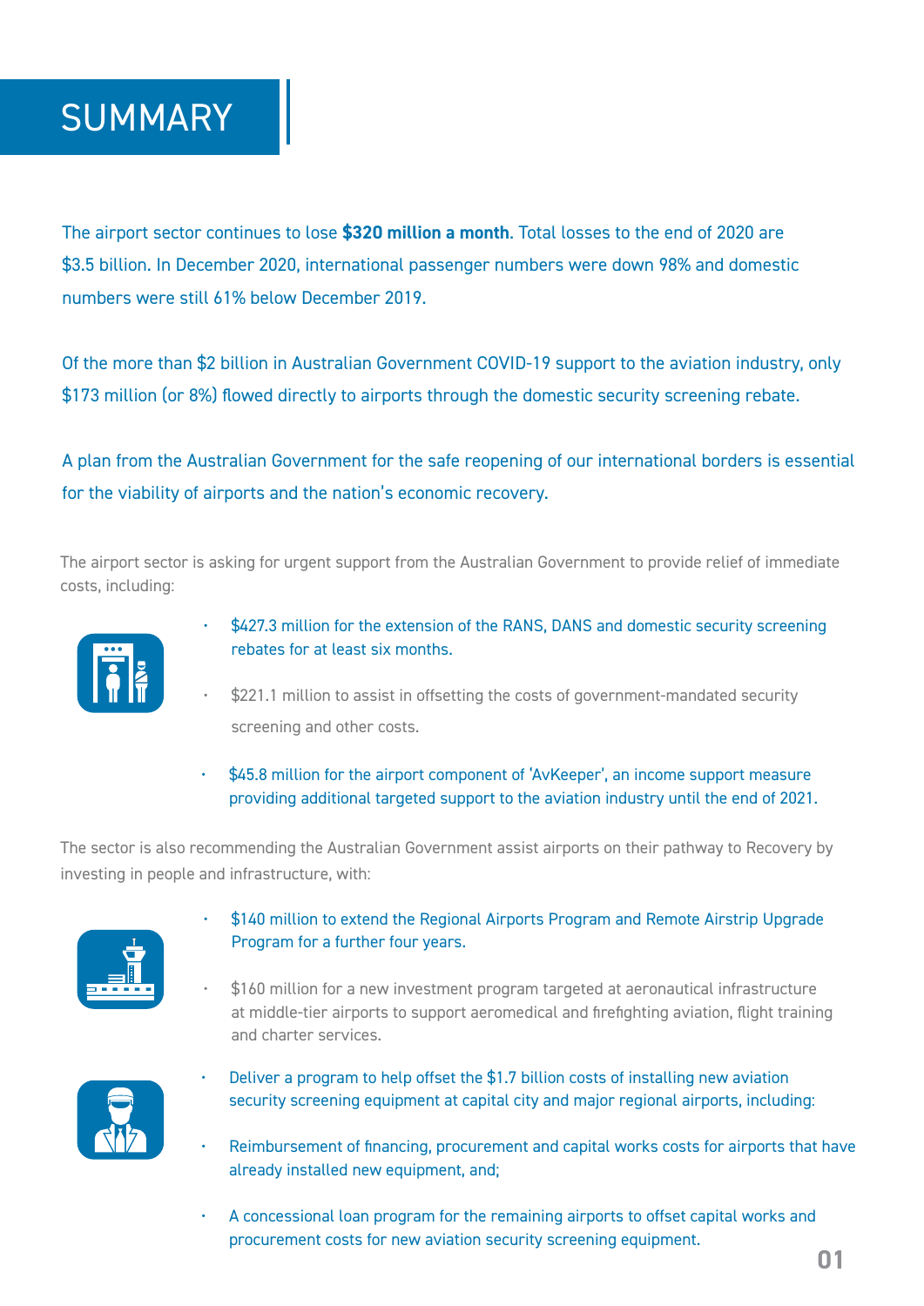# SUMMARY

The airport sector continues to lose **$320 million a month**. Total losses to the end of 2020 are $3.5 billion. In December 2020, international passenger numbers were down 98% and domestic numbers were still 61% below December 2019.

Of the more than $2 billion in Australian Government COVID-19 support to the aviation industry, only $173 million (or 8%) flowed directly to airports through the domestic security screening rebate.

A plan from the Australian Government for the safe reopening of our international borders is essential for the viability of airports and the nation's economic recovery.

The airport sector is asking for urgent support from the Australian Government to provide relief of immediate costs, including:

- $427.3 million for the extension of the RANS, DANS and domestic security screening rebates for at least six months.
- $221.1 million to assist in offsetting the costs of government-mandated security screening and other costs.
- $45.8 million for the airport component of 'AvKeeper', an income support measure providing additional targeted support to the aviation industry until the end of 2021.

The sector is also recommending the Australian Government assist airports on their pathway to Recovery by investing in people and infrastructure, with:

- $140 million to extend the Regional Airports Program and Remote Airstrip Upgrade Program for a further four years.
- $160 million for a new investment program targeted at aeronautical infrastructure at middle-tier airports to support aeromedical and firefighting aviation, flight training and charter services.
- Deliver a program to help offset the $1.7 billion costs of installing new aviation security screening equipment at capital city and major regional airports, including:
- Reimbursement of financing, procurement and capital works costs for airports that have already installed new equipment, and;
- A concessional loan program for the remaining airports to offset capital works and procurement costs for new aviation security screening equipment.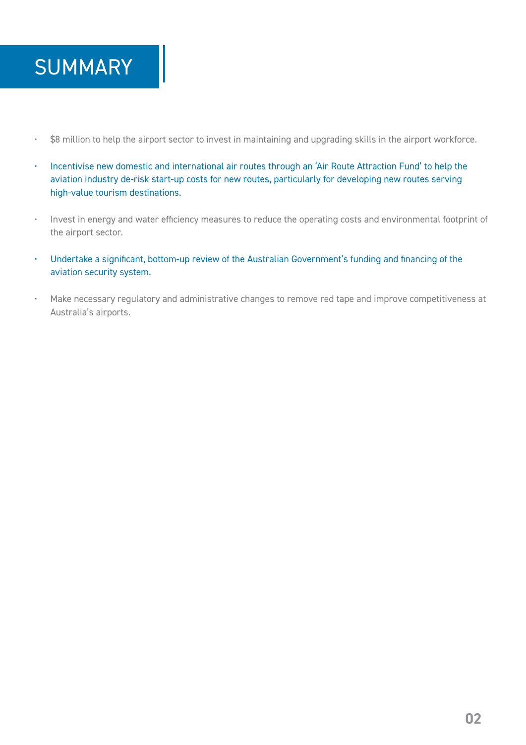# SUMMARY

- $8 million to help the airport sector to invest in maintaining and upgrading skills in the airport workforce.
- Incentivise new domestic and international air routes through an 'Air Route Attraction Fund' to help the aviation industry de-risk start-up costs for new routes, particularly for developing new routes serving high-value tourism destinations.
- Invest in energy and water efficiency measures to reduce the operating costs and environmental footprint of the airport sector.
- Undertake a significant, bottom-up review of the Australian Government's funding and financing of the aviation security system.
- Make necessary regulatory and administrative changes to remove red tape and improve competitiveness at Australia's airports.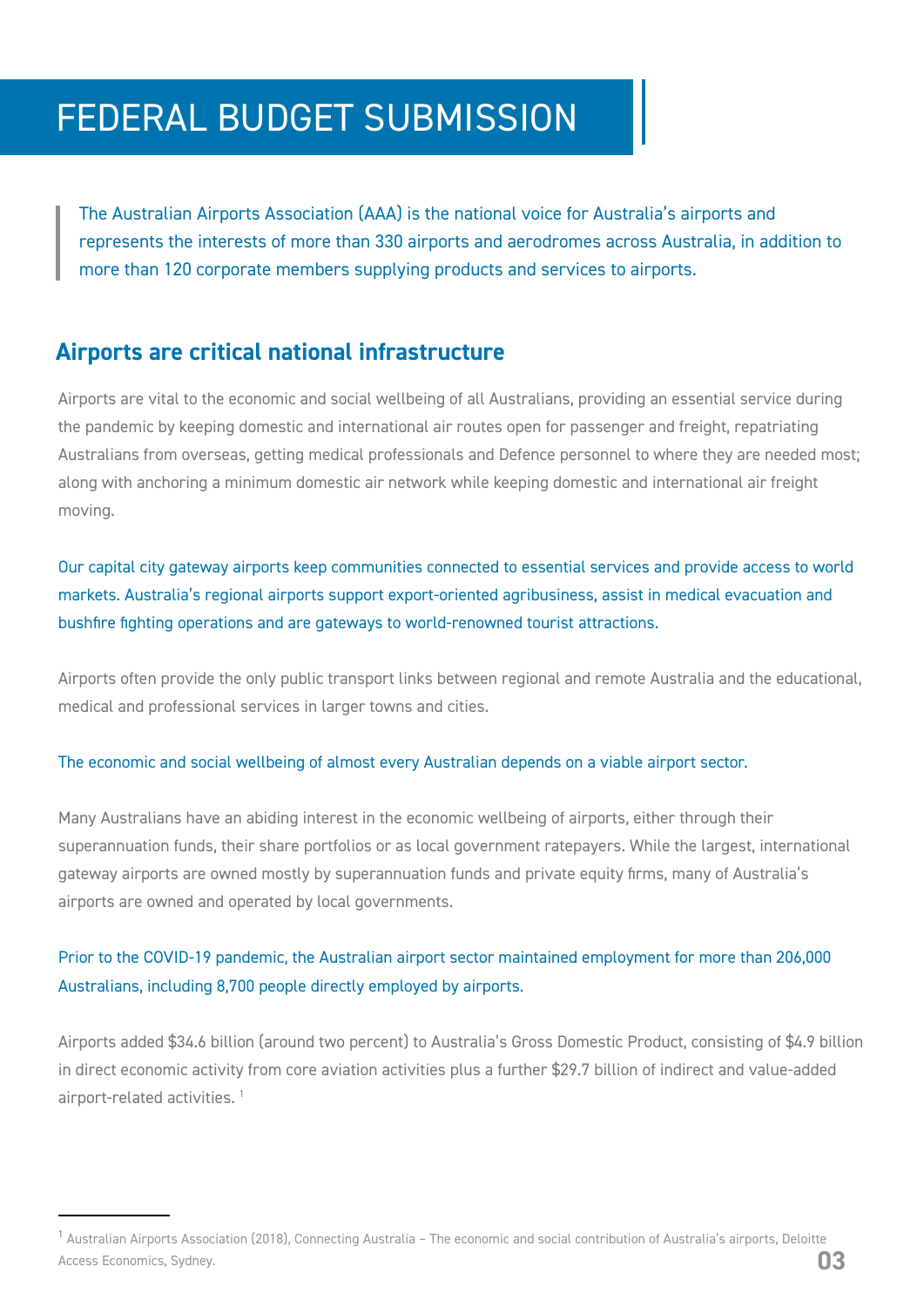# FEDERAL BUDGET SUBMISSION

> The Australian Airports Association (AAA) is the national voice for Australia's airports and represents the interests of more than 330 airports and aerodromes across Australia, in addition to more than 120 corporate members supplying products and services to airports.

## Airports are critical national infrastructure

Airports are vital to the economic and social wellbeing of all Australians, providing an essential service during the pandemic by keeping domestic and international air routes open for passenger and freight, repatriating Australians from overseas, getting medical professionals and Defence personnel to where they are needed most; along with anchoring a minimum domestic air network while keeping domestic and international air freight moving.

Our capital city gateway airports keep communities connected to essential services and provide access to world markets. Australia's regional airports support export-oriented agribusiness, assist in medical evacuation and bushfire fighting operations and are gateways to world-renowned tourist attractions.

Airports often provide the only public transport links between regional and remote Australia and the educational, medical and professional services in larger towns and cities.

The economic and social wellbeing of almost every Australian depends on a viable airport sector.

Many Australians have an abiding interest in the economic wellbeing of airports, either through their superannuation funds, their share portfolios or as local government ratepayers. While the largest, international gateway airports are owned mostly by superannuation funds and private equity firms, many of Australia's airports are owned and operated by local governments.

Prior to the COVID-19 pandemic, the Australian airport sector maintained employment for more than 206,000 Australians, including 8,700 people directly employed by airports.

Airports added $34.6 billion (around two percent) to Australia's Gross Domestic Product, consisting of $4.9 billion in direct economic activity from core aviation activities plus a further $29.7 billion of indirect and value-added airport-related activities. [1]

---

[1] Australian Airports Association (2018), Connecting Australia – The economic and social contribution of Australia's airports, Deloitte Access Economics, Sydney.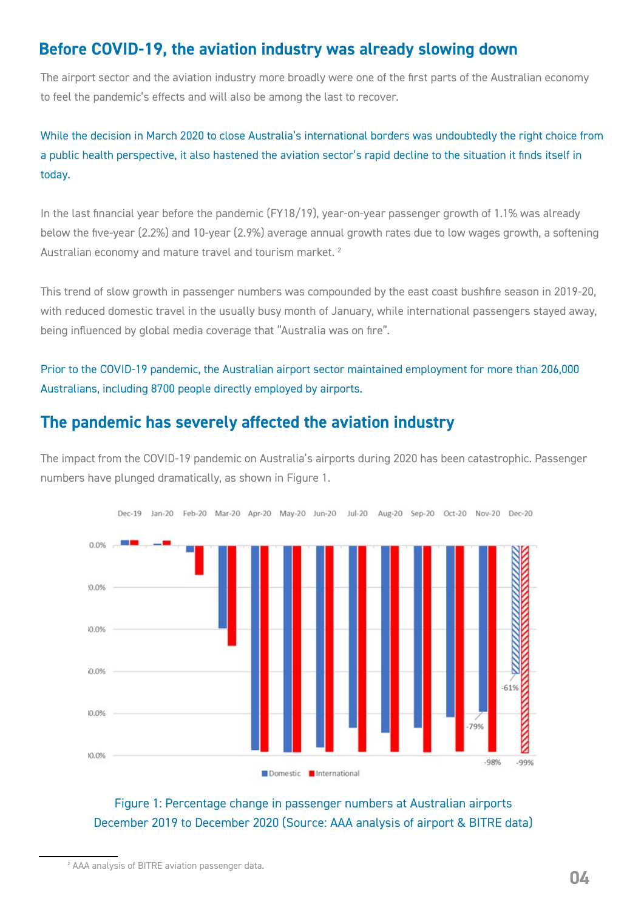## Before COVID-19, the aviation industry was already slowing down

The airport sector and the aviation industry more broadly were one of the first parts of the Australian economy to feel the pandemic's effects and will also be among the last to recover.

While the decision in March 2020 to close Australia's international borders was undoubtedly the right choice from a public health perspective, it also hastened the aviation sector's rapid decline to the situation it finds itself in today.

In the last financial year before the pandemic (FY18/19), year-on-year passenger growth of 1.1% was already below the five-year (2.2%) and 10-year (2.9%) average annual growth rates due to low wages growth, a softening Australian economy and mature travel and tourism market. [2]

This trend of slow growth in passenger numbers was compounded by the east coast bushfire season in 2019-20, with reduced domestic travel in the usually busy month of January, while international passengers stayed away, being influenced by global media coverage that "Australia was on fire".

Prior to the COVID-19 pandemic, the Australian airport sector maintained employment for more than 206,000 Australians, including 8700 people directly employed by airports.

## The pandemic has severely affected the aviation industry

The impact from the COVID-19 pandemic on Australia's airports during 2020 has been catastrophic. Passenger numbers have plunged dramatically, as shown in Figure 1.

Dec-19 Jan-20 Feb-20 Mar-20 Apr-20 May-20 Jun-20 Jul-20 Aug-20 Sep-20 Oct-20 Nov-20 Dec-20

0.0%
20.0%
40.0%
60.0%
80.0%
100.0%

-61%
-79%
-98%
-99%

Domestic International

Figure 1: Percentage change in passenger numbers at Australian airports December 2019 to December 2020 (Source: AAA analysis of airport & BITRE data)

[2] AAA analysis of BITRE aviation passenger data.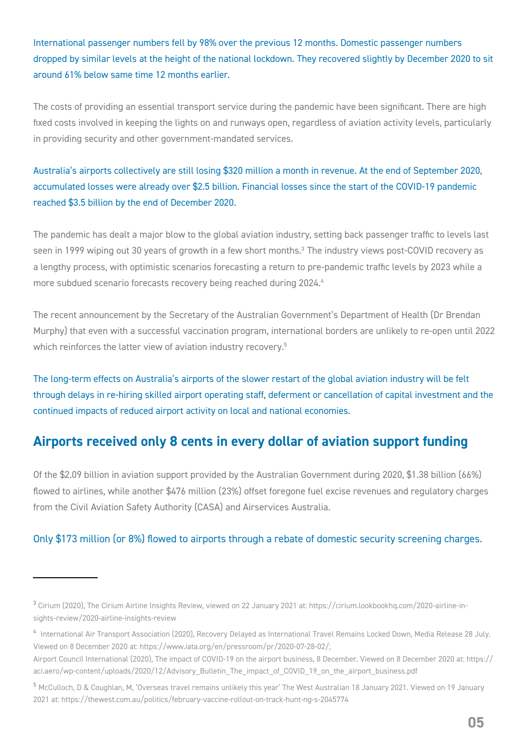International passenger numbers fell by 98% over the previous 12 months. Domestic passenger numbers dropped by similar levels at the height of the national lockdown. They recovered slightly by December 2020 to sit around 61% below same time 12 months earlier.

The costs of providing an essential transport service during the pandemic have been significant. There are high fixed costs involved in keeping the lights on and runways open, regardless of aviation activity levels, particularly in providing security and other government-mandated services.

Australia's airports collectively are still losing $320 million a month in revenue. At the end of September 2020, accumulated losses were already over $2.5 billion. Financial losses since the start of the COVID-19 pandemic reached $3.5 billion by the end of December 2020.

The pandemic has dealt a major blow to the global aviation industry, setting back passenger traffic to levels last seen in 1999 wiping out 30 years of growth in a few short months.[3] The industry views post-COVID recovery as a lengthy process, with optimistic scenarios forecasting a return to pre-pandemic traffic levels by 2023 while a more subdued scenario forecasts recovery being reached during 2024.[4]

The recent announcement by the Secretary of the Australian Government's Department of Health (Dr Brendan Murphy) that even with a successful vaccination program, international borders are unlikely to re-open until 2022 which reinforces the latter view of aviation industry recovery.[5]

The long-term effects on Australia's airports of the slower restart of the global aviation industry will be felt through delays in re-hiring skilled airport operating staff, deferment or cancellation of capital investment and the continued impacts of reduced airport activity on local and national economies.

## Airports received only 8 cents in every dollar of aviation support funding

Of the $2.09 billion in aviation support provided by the Australian Government during 2020, $1.38 billion (66%) flowed to airlines, while another $476 million (23%) offset foregone fuel excise revenues and regulatory charges from the Civil Aviation Safety Authority (CASA) and Airservices Australia.

Only $173 million (or 8%) flowed to airports through a rebate of domestic security screening charges.

---

[3] Cirium (2020), The Cirium Airline Insights Review, viewed on 22 January 2021 at: https://cirium.lookbookhq.com/2020-airline-insights-review/2020-airline-insights-review

[4] International Air Transport Association (2020), Recovery Delayed as International Travel Remains Locked Down, Media Release 28 July. Viewed on 8 December 2020 at: https://www.iata.org/en/pressroom/pr/2020-07-28-02/;
Airport Council International (2020), The impact of COVID-19 on the airport business, 8 December. Viewed on 8 December 2020 at: https://aci.aero/wp-content/uploads/2020/12/Advisory_Bulletin_The_impact_of_COVID_19_on_the_airport_business.pdf

[5] McCulloch, D & Coughlan, M, 'Overseas travel remains unlikely this year' The West Australian 18 January 2021. Viewed on 19 January 2021 at: https://thewest.com.au/politics/february-vaccine-rollout-on-track-hunt-ng-s-2045774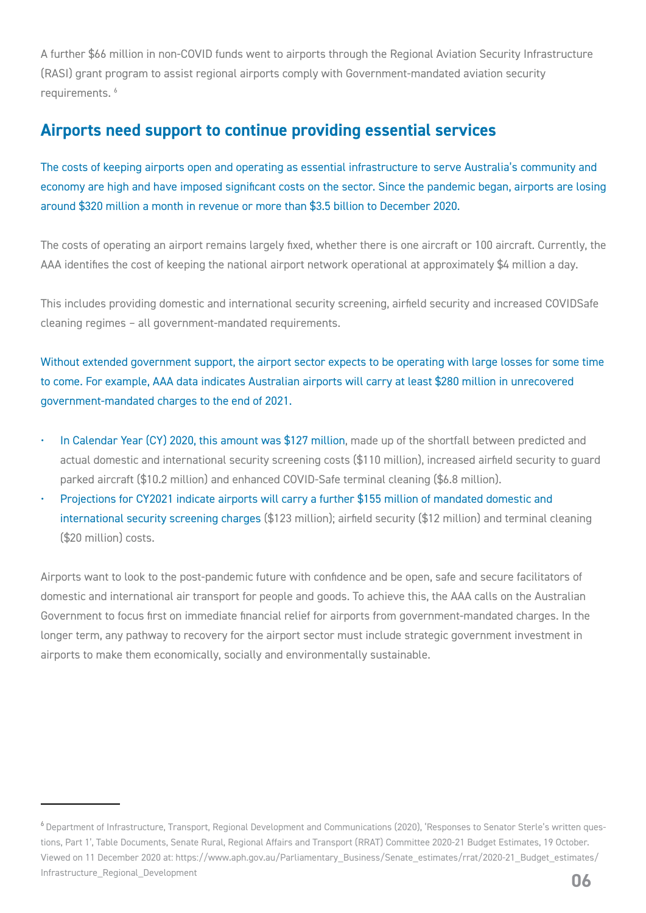A further $66 million in non-COVID funds went to airports through the Regional Aviation Security Infrastructure (RASI) grant program to assist regional airports comply with Government-mandated aviation security requirements. [6]

## Airports need support to continue providing essential services

The costs of keeping airports open and operating as essential infrastructure to serve Australia's community and economy are high and have imposed significant costs on the sector. Since the pandemic began, airports are losing around $320 million a month in revenue or more than $3.5 billion to December 2020.

The costs of operating an airport remains largely fixed, whether there is one aircraft or 100 aircraft. Currently, the AAA identifies the cost of keeping the national airport network operational at approximately $4 million a day.

This includes providing domestic and international security screening, airfield security and increased COVIDSafe cleaning regimes – all government-mandated requirements.

Without extended government support, the airport sector expects to be operating with large losses for some time to come. For example, AAA data indicates Australian airports will carry at least $280 million in unrecovered government-mandated charges to the end of 2021.

- In Calendar Year (CY) 2020, this amount was $127 million, made up of the shortfall between predicted and actual domestic and international security screening costs ($110 million), increased airfield security to guard parked aircraft ($10.2 million) and enhanced COVID-Safe terminal cleaning ($6.8 million).
- Projections for CY2021 indicate airports will carry a further $155 million of mandated domestic and international security screening charges ($123 million); airfield security ($12 million) and terminal cleaning ($20 million) costs.

Airports want to look to the post-pandemic future with confidence and be open, safe and secure facilitators of domestic and international air transport for people and goods. To achieve this, the AAA calls on the Australian Government to focus first on immediate financial relief for airports from government-mandated charges. In the longer term, any pathway to recovery for the airport sector must include strategic government investment in airports to make them economically, socially and environmentally sustainable.

---

[6] Department of Infrastructure, Transport, Regional Development and Communications (2020), 'Responses to Senator Sterle's written questions, Part 1', Table Documents, Senate Rural, Regional Affairs and Transport (RRAT) Committee 2020-21 Budget Estimates, 19 October. Viewed on 11 December 2020 at: https://www.aph.gov.au/Parliamentary_Business/Senate_estimates/rrat/2020-21_Budget_estimates/Infrastructure_Regional_Development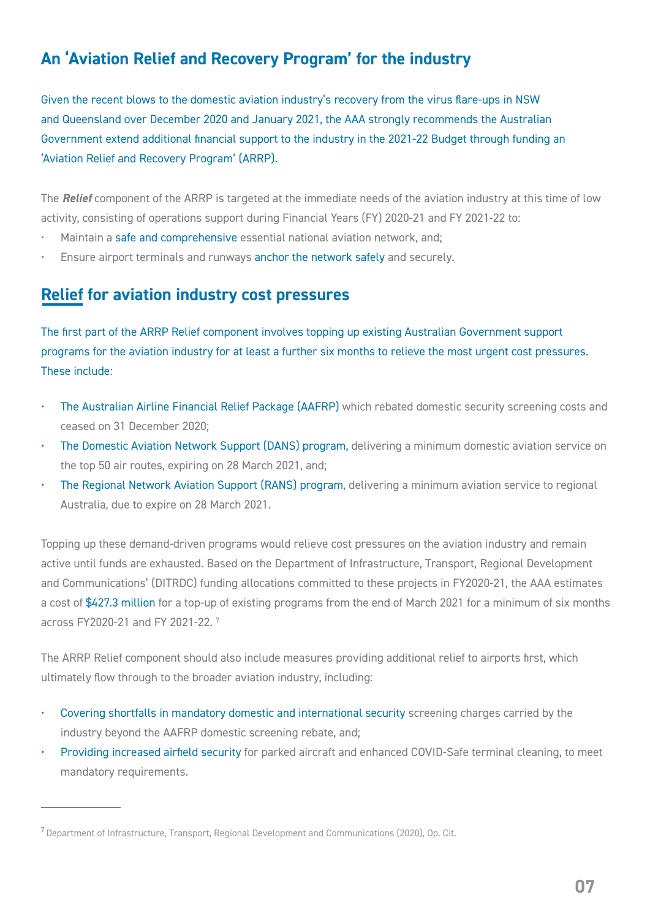## An 'Aviation Relief and Recovery Program' for the industry

Given the recent blows to the domestic aviation industry's recovery from the virus flare-ups in NSW and Queensland over December 2020 and January 2021, the AAA strongly recommends the Australian Government extend additional financial support to the industry in the 2021-22 Budget through funding an 'Aviation Relief and Recovery Program' (ARRP).

The ***Relief*** component of the ARRP is targeted at the immediate needs of the aviation industry at this time of low activity, consisting of operations support during Financial Years (FY) 2020-21 and FY 2021-22 to:

- Maintain a safe and comprehensive essential national aviation network, and;
- Ensure airport terminals and runways anchor the network safely and securely.

## Relief for aviation industry cost pressures

The first part of the ARRP Relief component involves topping up existing Australian Government support programs for the aviation industry for at least a further six months to relieve the most urgent cost pressures. These include:

- The Australian Airline Financial Relief Package (AAFRP) which rebated domestic security screening costs and ceased on 31 December 2020;
- The Domestic Aviation Network Support (DANS) program, delivering a minimum domestic aviation service on the top 50 air routes, expiring on 28 March 2021, and;
- The Regional Network Aviation Support (RANS) program, delivering a minimum aviation service to regional Australia, due to expire on 28 March 2021.

Topping up these demand-driven programs would relieve cost pressures on the aviation industry and remain active until funds are exhausted. Based on the Department of Infrastructure, Transport, Regional Development and Communications' (DITRDC) funding allocations committed to these projects in FY2020-21, the AAA estimates a cost of $427.3 million for a top-up of existing programs from the end of March 2021 for a minimum of six months across FY2020-21 and FY 2021-22. [7]

The ARRP Relief component should also include measures providing additional relief to airports first, which ultimately flow through to the broader aviation industry, including:

- Covering shortfalls in mandatory domestic and international security screening charges carried by the industry beyond the AAFRP domestic screening rebate, and;
- Providing increased airfield security for parked aircraft and enhanced COVID-Safe terminal cleaning, to meet mandatory requirements.

---

[7] Department of Infrastructure, Transport, Regional Development and Communications (2020), Op. Cit.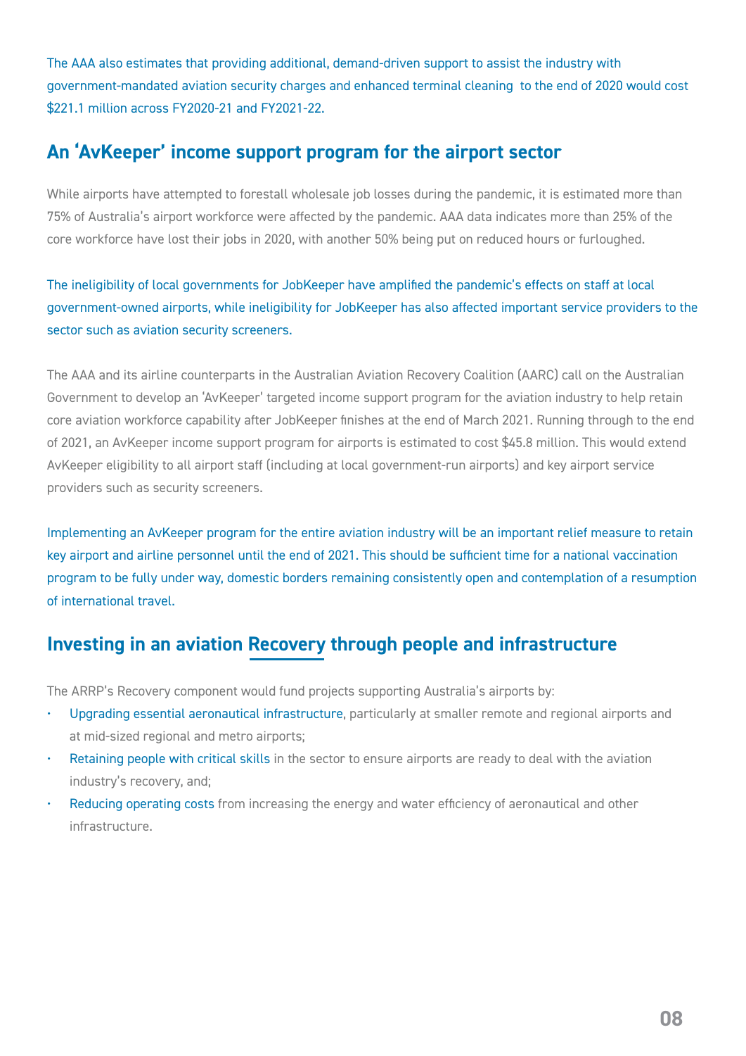The AAA also estimates that providing additional, demand-driven support to assist the industry with government-mandated aviation security charges and enhanced terminal cleaning to the end of 2020 would cost $221.1 million across FY2020-21 and FY2021-22.

## An 'AvKeeper' income support program for the airport sector

While airports have attempted to forestall wholesale job losses during the pandemic, it is estimated more than 75% of Australia's airport workforce were affected by the pandemic. AAA data indicates more than 25% of the core workforce have lost their jobs in 2020, with another 50% being put on reduced hours or furloughed.

The ineligibility of local governments for JobKeeper have amplified the pandemic's effects on staff at local government-owned airports, while ineligibility for JobKeeper has also affected important service providers to the sector such as aviation security screeners.

The AAA and its airline counterparts in the Australian Aviation Recovery Coalition (AARC) call on the Australian Government to develop an 'AvKeeper' targeted income support program for the aviation industry to help retain core aviation workforce capability after JobKeeper finishes at the end of March 2021. Running through to the end of 2021, an AvKeeper income support program for airports is estimated to cost $45.8 million. This would extend AvKeeper eligibility to all airport staff (including at local government-run airports) and key airport service providers such as security screeners.

Implementing an AvKeeper program for the entire aviation industry will be an important relief measure to retain key airport and airline personnel until the end of 2021. This should be sufficient time for a national vaccination program to be fully under way, domestic borders remaining consistently open and contemplation of a resumption of international travel.

## Investing in an aviation Recovery through people and infrastructure

The ARRP's Recovery component would fund projects supporting Australia's airports by:

- Upgrading essential aeronautical infrastructure, particularly at smaller remote and regional airports and at mid-sized regional and metro airports;
- Retaining people with critical skills in the sector to ensure airports are ready to deal with the aviation industry's recovery, and;
- Reducing operating costs from increasing the energy and water efficiency of aeronautical and other infrastructure.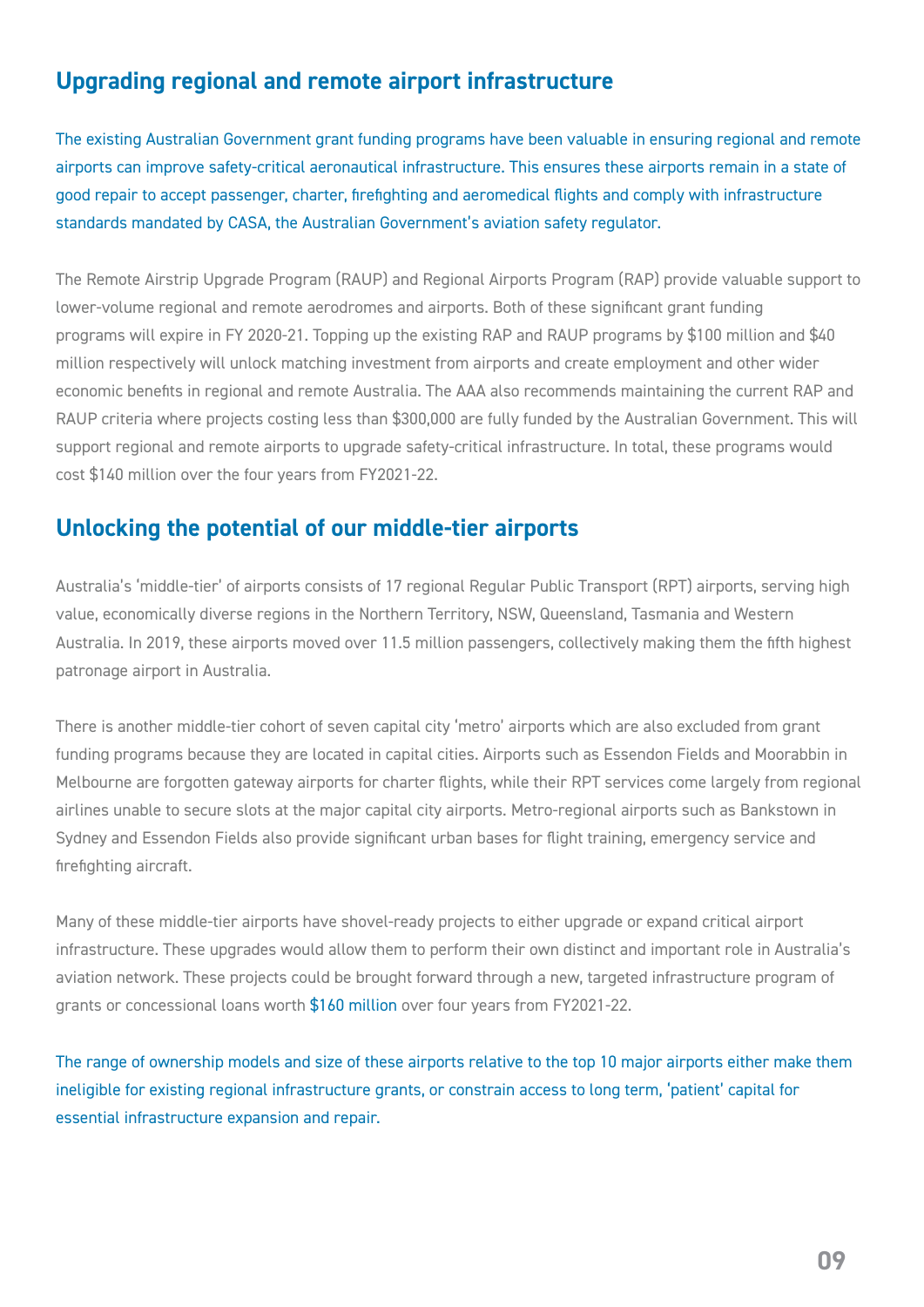## Upgrading regional and remote airport infrastructure

The existing Australian Government grant funding programs have been valuable in ensuring regional and remote airports can improve safety-critical aeronautical infrastructure. This ensures these airports remain in a state of good repair to accept passenger, charter, firefighting and aeromedical flights and comply with infrastructure standards mandated by CASA, the Australian Government's aviation safety regulator.

The Remote Airstrip Upgrade Program (RAUP) and Regional Airports Program (RAP) provide valuable support to lower-volume regional and remote aerodromes and airports. Both of these significant grant funding programs will expire in FY 2020-21. Topping up the existing RAP and RAUP programs by $100 million and $40 million respectively will unlock matching investment from airports and create employment and other wider economic benefits in regional and remote Australia. The AAA also recommends maintaining the current RAP and RAUP criteria where projects costing less than $300,000 are fully funded by the Australian Government. This will support regional and remote airports to upgrade safety-critical infrastructure. In total, these programs would cost $140 million over the four years from FY2021-22.

## Unlocking the potential of our middle-tier airports

Australia's 'middle-tier' of airports consists of 17 regional Regular Public Transport (RPT) airports, serving high value, economically diverse regions in the Northern Territory, NSW, Queensland, Tasmania and Western Australia. In 2019, these airports moved over 11.5 million passengers, collectively making them the fifth highest patronage airport in Australia.

There is another middle-tier cohort of seven capital city 'metro' airports which are also excluded from grant funding programs because they are located in capital cities. Airports such as Essendon Fields and Moorabbin in Melbourne are forgotten gateway airports for charter flights, while their RPT services come largely from regional airlines unable to secure slots at the major capital city airports. Metro-regional airports such as Bankstown in Sydney and Essendon Fields also provide significant urban bases for flight training, emergency service and firefighting aircraft.

Many of these middle-tier airports have shovel-ready projects to either upgrade or expand critical airport infrastructure. These upgrades would allow them to perform their own distinct and important role in Australia's aviation network. These projects could be brought forward through a new, targeted infrastructure program of grants or concessional loans worth $160 million over four years from FY2021-22.

The range of ownership models and size of these airports relative to the top 10 major airports either make them ineligible for existing regional infrastructure grants, or constrain access to long term, 'patient' capital for essential infrastructure expansion and repair.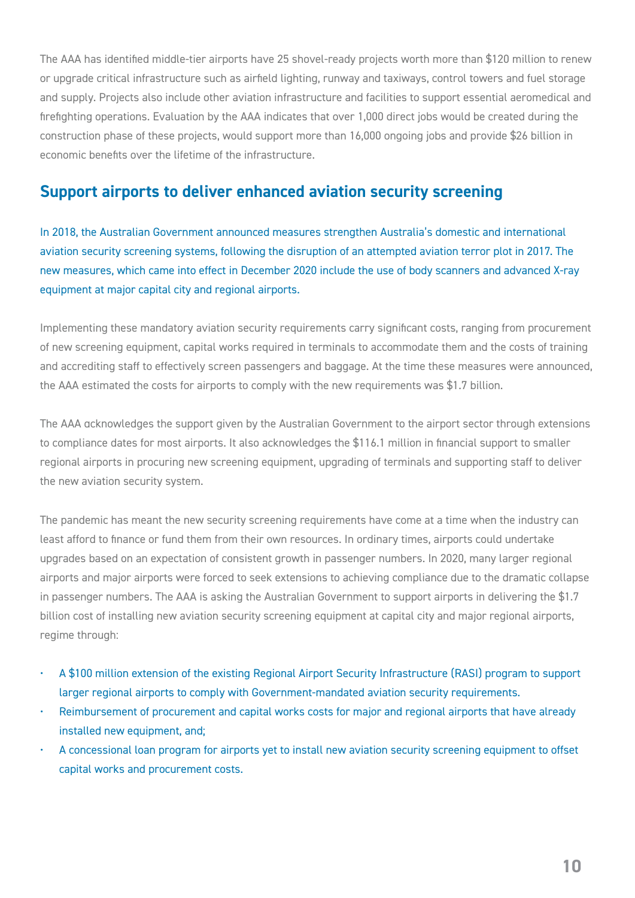The AAA has identified middle-tier airports have 25 shovel-ready projects worth more than $120 million to renew or upgrade critical infrastructure such as airfield lighting, runway and taxiways, control towers and fuel storage and supply. Projects also include other aviation infrastructure and facilities to support essential aeromedical and firefighting operations. Evaluation by the AAA indicates that over 1,000 direct jobs would be created during the construction phase of these projects, would support more than 16,000 ongoing jobs and provide $26 billion in economic benefits over the lifetime of the infrastructure.

## Support airports to deliver enhanced aviation security screening

In 2018, the Australian Government announced measures strengthen Australia's domestic and international aviation security screening systems, following the disruption of an attempted aviation terror plot in 2017. The new measures, which came into effect in December 2020 include the use of body scanners and advanced X-ray equipment at major capital city and regional airports.

Implementing these mandatory aviation security requirements carry significant costs, ranging from procurement of new screening equipment, capital works required in terminals to accommodate them and the costs of training and accrediting staff to effectively screen passengers and baggage. At the time these measures were announced, the AAA estimated the costs for airports to comply with the new requirements was $1.7 billion.

The AAA acknowledges the support given by the Australian Government to the airport sector through extensions to compliance dates for most airports. It also acknowledges the $116.1 million in financial support to smaller regional airports in procuring new screening equipment, upgrading of terminals and supporting staff to deliver the new aviation security system.

The pandemic has meant the new security screening requirements have come at a time when the industry can least afford to finance or fund them from their own resources. In ordinary times, airports could undertake upgrades based on an expectation of consistent growth in passenger numbers. In 2020, many larger regional airports and major airports were forced to seek extensions to achieving compliance due to the dramatic collapse in passenger numbers. The AAA is asking the Australian Government to support airports in delivering the $1.7 billion cost of installing new aviation security screening equipment at capital city and major regional airports, regime through:

- A $100 million extension of the existing Regional Airport Security Infrastructure (RASI) program to support larger regional airports to comply with Government-mandated aviation security requirements.
- Reimbursement of procurement and capital works costs for major and regional airports that have already installed new equipment, and;
- A concessional loan program for airports yet to install new aviation security screening equipment to offset capital works and procurement costs.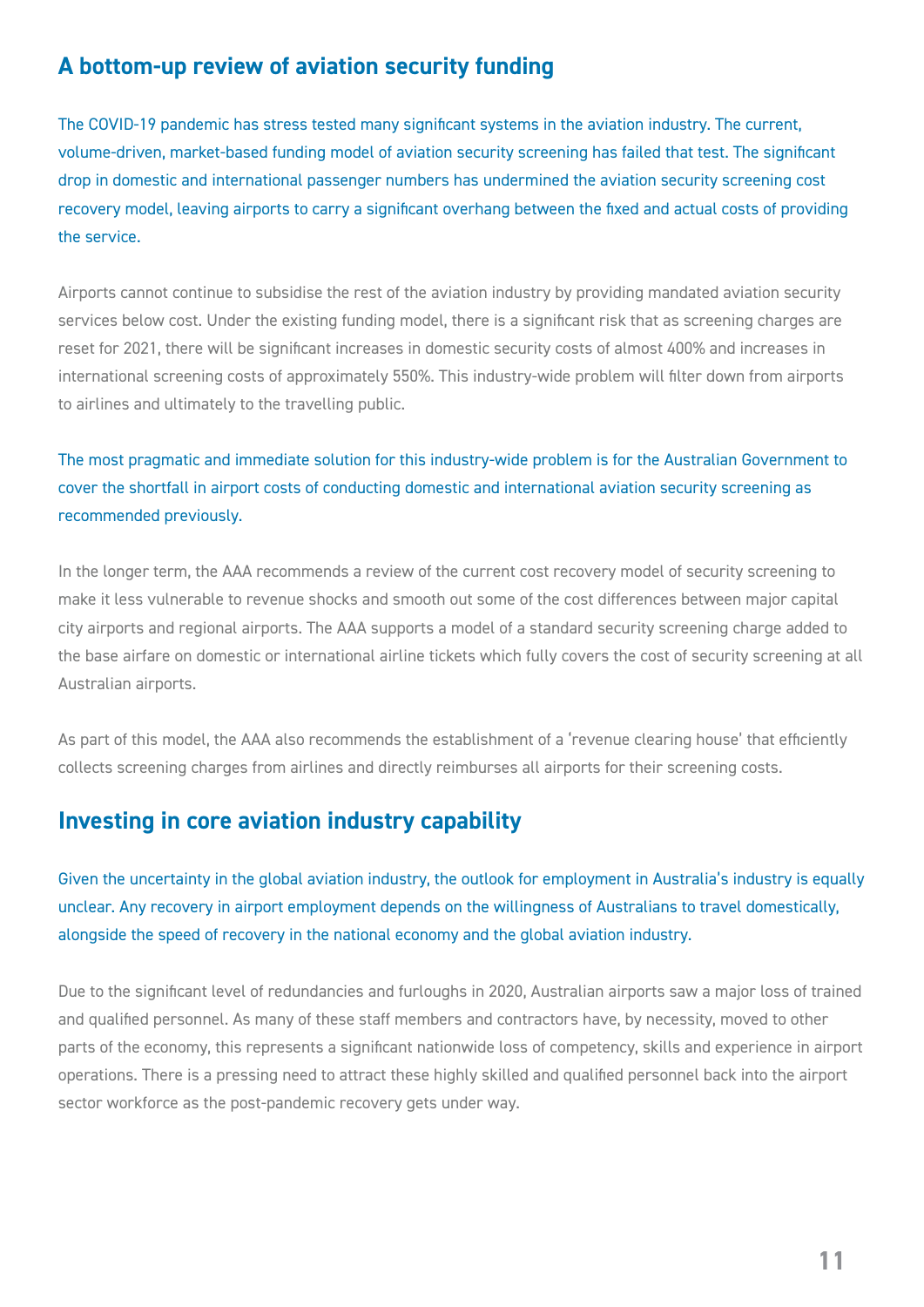## A bottom-up review of aviation security funding

The COVID-19 pandemic has stress tested many significant systems in the aviation industry. The current, volume-driven, market-based funding model of aviation security screening has failed that test. The significant drop in domestic and international passenger numbers has undermined the aviation security screening cost recovery model, leaving airports to carry a significant overhang between the fixed and actual costs of providing the service.

Airports cannot continue to subsidise the rest of the aviation industry by providing mandated aviation security services below cost. Under the existing funding model, there is a significant risk that as screening charges are reset for 2021, there will be significant increases in domestic security costs of almost 400% and increases in international screening costs of approximately 550%. This industry-wide problem will filter down from airports to airlines and ultimately to the travelling public.

The most pragmatic and immediate solution for this industry-wide problem is for the Australian Government to cover the shortfall in airport costs of conducting domestic and international aviation security screening as recommended previously.

In the longer term, the AAA recommends a review of the current cost recovery model of security screening to make it less vulnerable to revenue shocks and smooth out some of the cost differences between major capital city airports and regional airports. The AAA supports a model of a standard security screening charge added to the base airfare on domestic or international airline tickets which fully covers the cost of security screening at all Australian airports.

As part of this model, the AAA also recommends the establishment of a 'revenue clearing house' that efficiently collects screening charges from airlines and directly reimburses all airports for their screening costs.

## Investing in core aviation industry capability

Given the uncertainty in the global aviation industry, the outlook for employment in Australia's industry is equally unclear. Any recovery in airport employment depends on the willingness of Australians to travel domestically, alongside the speed of recovery in the national economy and the global aviation industry.

Due to the significant level of redundancies and furloughs in 2020, Australian airports saw a major loss of trained and qualified personnel. As many of these staff members and contractors have, by necessity, moved to other parts of the economy, this represents a significant nationwide loss of competency, skills and experience in airport operations. There is a pressing need to attract these highly skilled and qualified personnel back into the airport sector workforce as the post-pandemic recovery gets under way.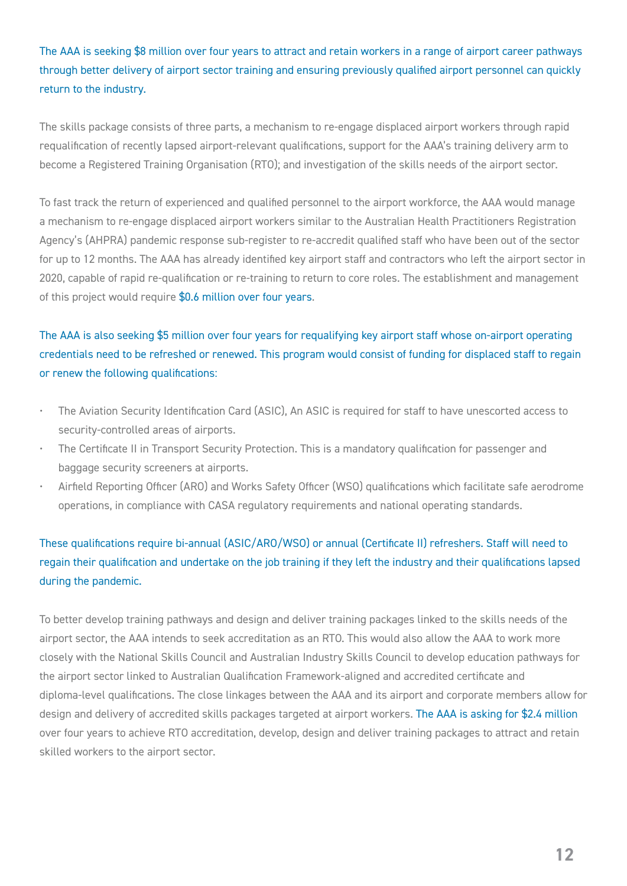The AAA is seeking $8 million over four years to attract and retain workers in a range of airport career pathways through better delivery of airport sector training and ensuring previously qualified airport personnel can quickly return to the industry.

The skills package consists of three parts, a mechanism to re-engage displaced airport workers through rapid requalification of recently lapsed airport-relevant qualifications, support for the AAA's training delivery arm to become a Registered Training Organisation (RTO); and investigation of the skills needs of the airport sector.

To fast track the return of experienced and qualified personnel to the airport workforce, the AAA would manage a mechanism to re-engage displaced airport workers similar to the Australian Health Practitioners Registration Agency's (AHPRA) pandemic response sub-register to re-accredit qualified staff who have been out of the sector for up to 12 months. The AAA has already identified key airport staff and contractors who left the airport sector in 2020, capable of rapid re-qualification or re-training to return to core roles. The establishment and management of this project would require $0.6 million over four years.

The AAA is also seeking $5 million over four years for requalifying key airport staff whose on-airport operating credentials need to be refreshed or renewed. This program would consist of funding for displaced staff to regain or renew the following qualifications:

- The Aviation Security Identification Card (ASIC), An ASIC is required for staff to have unescorted access to security-controlled areas of airports.
- The Certificate II in Transport Security Protection. This is a mandatory qualification for passenger and baggage security screeners at airports.
- Airfield Reporting Officer (ARO) and Works Safety Officer (WSO) qualifications which facilitate safe aerodrome operations, in compliance with CASA regulatory requirements and national operating standards.

These qualifications require bi-annual (ASIC/ARO/WSO) or annual (Certificate II) refreshers. Staff will need to regain their qualification and undertake on the job training if they left the industry and their qualifications lapsed during the pandemic.

To better develop training pathways and design and deliver training packages linked to the skills needs of the airport sector, the AAA intends to seek accreditation as an RTO. This would also allow the AAA to work more closely with the National Skills Council and Australian Industry Skills Council to develop education pathways for the airport sector linked to Australian Qualification Framework-aligned and accredited certificate and diploma-level qualifications. The close linkages between the AAA and its airport and corporate members allow for design and delivery of accredited skills packages targeted at airport workers. The AAA is asking for $2.4 million over four years to achieve RTO accreditation, develop, design and deliver training packages to attract and retain skilled workers to the airport sector.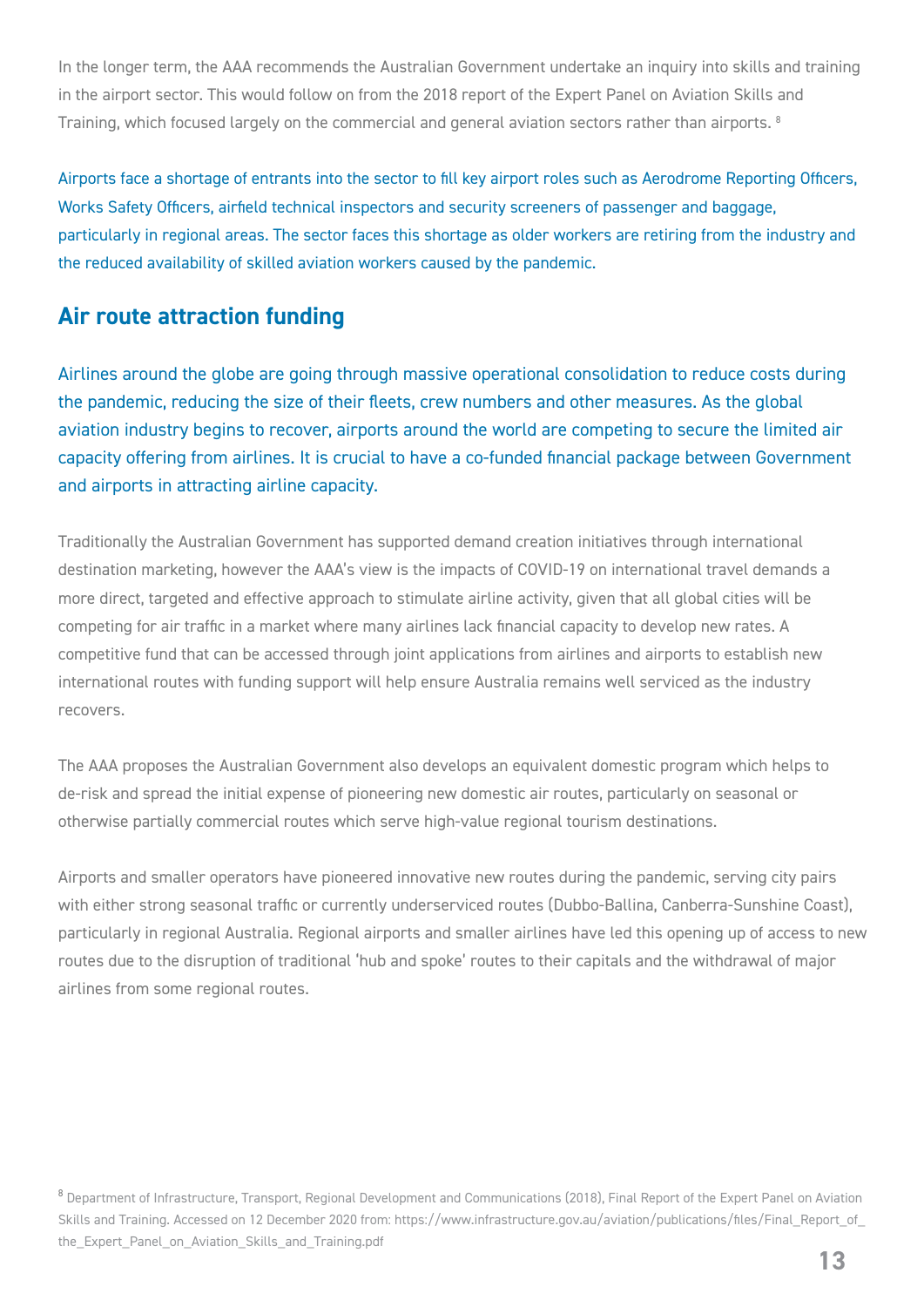In the longer term, the AAA recommends the Australian Government undertake an inquiry into skills and training in the airport sector. This would follow on from the 2018 report of the Expert Panel on Aviation Skills and Training, which focused largely on the commercial and general aviation sectors rather than airports. [8]

Airports face a shortage of entrants into the sector to fill key airport roles such as Aerodrome Reporting Officers, Works Safety Officers, airfield technical inspectors and security screeners of passenger and baggage, particularly in regional areas. The sector faces this shortage as older workers are retiring from the industry and the reduced availability of skilled aviation workers caused by the pandemic.

## Air route attraction funding

Airlines around the globe are going through massive operational consolidation to reduce costs during the pandemic, reducing the size of their fleets, crew numbers and other measures. As the global aviation industry begins to recover, airports around the world are competing to secure the limited air capacity offering from airlines. It is crucial to have a co-funded financial package between Government and airports in attracting airline capacity.

Traditionally the Australian Government has supported demand creation initiatives through international destination marketing, however the AAA's view is the impacts of COVID-19 on international travel demands a more direct, targeted and effective approach to stimulate airline activity, given that all global cities will be competing for air traffic in a market where many airlines lack financial capacity to develop new rates. A competitive fund that can be accessed through joint applications from airlines and airports to establish new international routes with funding support will help ensure Australia remains well serviced as the industry recovers.

The AAA proposes the Australian Government also develops an equivalent domestic program which helps to de-risk and spread the initial expense of pioneering new domestic air routes, particularly on seasonal or otherwise partially commercial routes which serve high-value regional tourism destinations.

Airports and smaller operators have pioneered innovative new routes during the pandemic, serving city pairs with either strong seasonal traffic or currently underserviced routes (Dubbo-Ballina, Canberra-Sunshine Coast), particularly in regional Australia. Regional airports and smaller airlines have led this opening up of access to new routes due to the disruption of traditional 'hub and spoke' routes to their capitals and the withdrawal of major airlines from some regional routes.

[8] Department of Infrastructure, Transport, Regional Development and Communications (2018), Final Report of the Expert Panel on Aviation Skills and Training. Accessed on 12 December 2020 from: https://www.infrastructure.gov.au/aviation/publications/files/Final_Report_of_the_Expert_Panel_on_Aviation_Skills_and_Training.pdf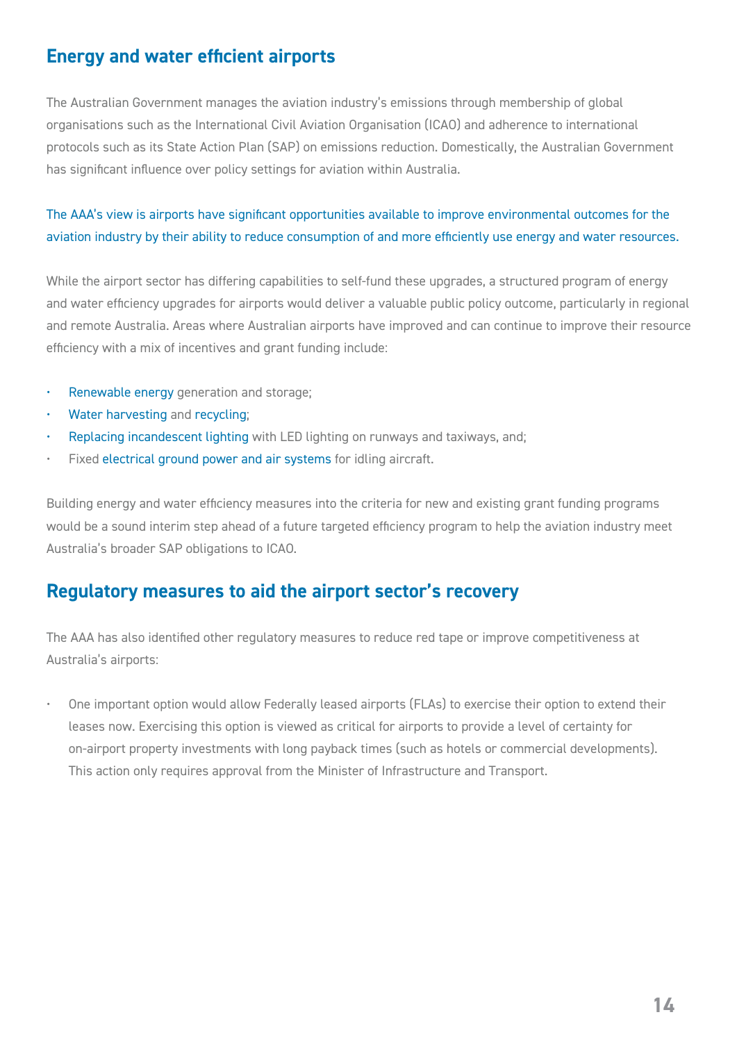## Energy and water efficient airports

The Australian Government manages the aviation industry's emissions through membership of global organisations such as the International Civil Aviation Organisation (ICAO) and adherence to international protocols such as its State Action Plan (SAP) on emissions reduction. Domestically, the Australian Government has significant influence over policy settings for aviation within Australia.

The AAA's view is airports have significant opportunities available to improve environmental outcomes for the aviation industry by their ability to reduce consumption of and more efficiently use energy and water resources.

While the airport sector has differing capabilities to self-fund these upgrades, a structured program of energy and water efficiency upgrades for airports would deliver a valuable public policy outcome, particularly in regional and remote Australia. Areas where Australian airports have improved and can continue to improve their resource efficiency with a mix of incentives and grant funding include:

- Renewable energy generation and storage;
- Water harvesting and recycling;
- Replacing incandescent lighting with LED lighting on runways and taxiways, and;
- Fixed electrical ground power and air systems for idling aircraft.

Building energy and water efficiency measures into the criteria for new and existing grant funding programs would be a sound interim step ahead of a future targeted efficiency program to help the aviation industry meet Australia's broader SAP obligations to ICAO.

## Regulatory measures to aid the airport sector's recovery

The AAA has also identified other regulatory measures to reduce red tape or improve competitiveness at Australia's airports:

- One important option would allow Federally leased airports (FLAs) to exercise their option to extend their leases now. Exercising this option is viewed as critical for airports to provide a level of certainty for on-airport property investments with long payback times (such as hotels or commercial developments). This action only requires approval from the Minister of Infrastructure and Transport.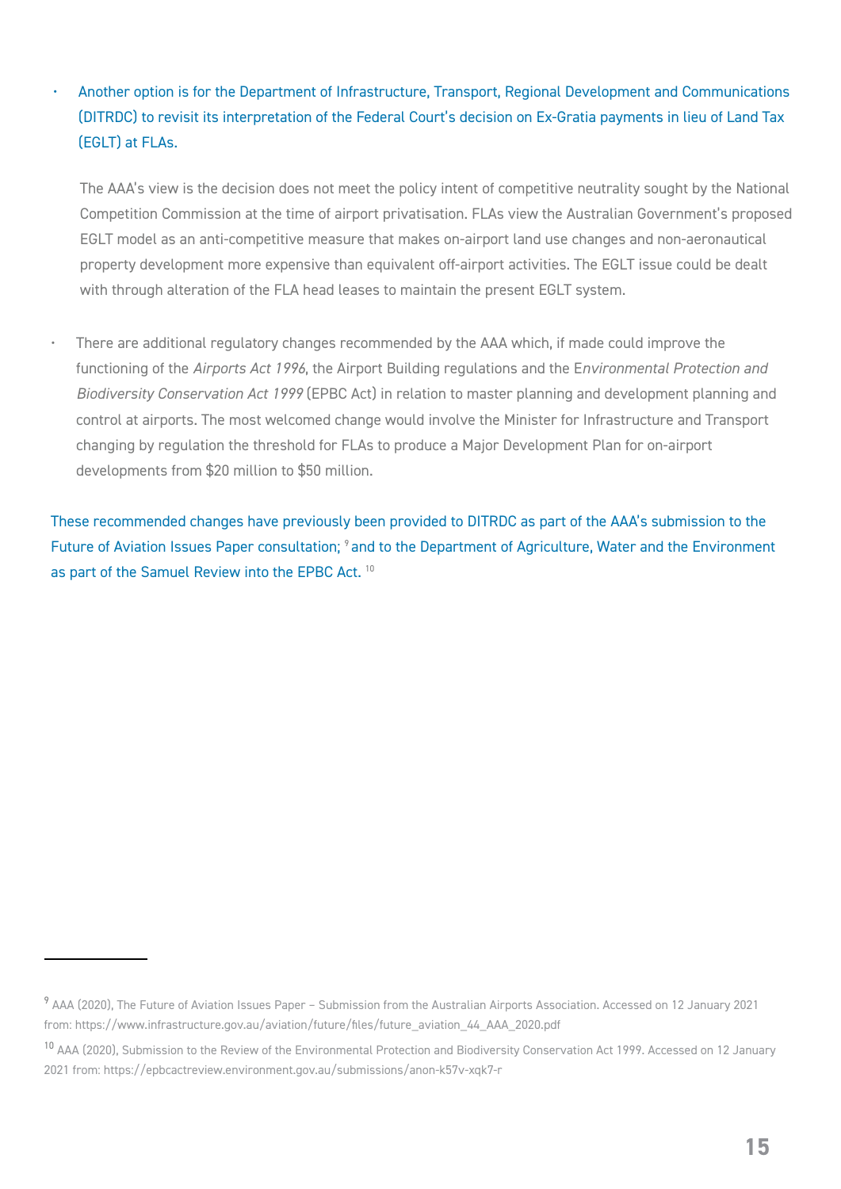- Another option is for the Department of Infrastructure, Transport, Regional Development and Communications (DITRDC) to revisit its interpretation of the Federal Court's decision on Ex-Gratia payments in lieu of Land Tax (EGLT) at FLAs.

  The AAA's view is the decision does not meet the policy intent of competitive neutrality sought by the National Competition Commission at the time of airport privatisation. FLAs view the Australian Government's proposed EGLT model as an anti-competitive measure that makes on-airport land use changes and non-aeronautical property development more expensive than equivalent off-airport activities. The EGLT issue could be dealt with through alteration of the FLA head leases to maintain the present EGLT system.

- There are additional regulatory changes recommended by the AAA which, if made could improve the functioning of the *Airports Act 1996*, the Airport Building regulations and the E*nvironmental Protection and Biodiversity Conservation Act 1999* (EPBC Act) in relation to master planning and development planning and control at airports. The most welcomed change would involve the Minister for Infrastructure and Transport changing by regulation the threshold for FLAs to produce a Major Development Plan for on-airport developments from $20 million to $50 million.

These recommended changes have previously been provided to DITRDC as part of the AAA's submission to the Future of Aviation Issues Paper consultation; [9] and to the Department of Agriculture, Water and the Environment as part of the Samuel Review into the EPBC Act. [10]

---

[9] AAA (2020), The Future of Aviation Issues Paper – Submission from the Australian Airports Association. Accessed on 12 January 2021 from: https://www.infrastructure.gov.au/aviation/future/files/future_aviation_44_AAA_2020.pdf

[10] AAA (2020), Submission to the Review of the Environmental Protection and Biodiversity Conservation Act 1999. Accessed on 12 January 2021 from: https://epbcactreview.environment.gov.au/submissions/anon-k57v-xqk7-r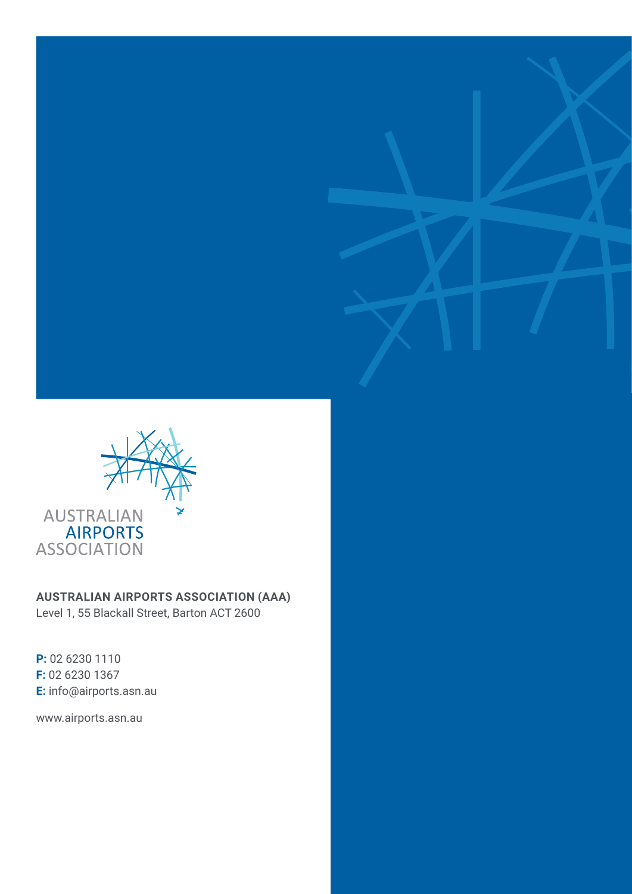AUSTRALIAN
AIRPORTS
ASSOCIATION

**AUSTRALIAN AIRPORTS ASSOCIATION (AAA)**
Level 1, 55 Blackall Street, Barton ACT 2600

**P:** 02 6230 1110
**F:** 02 6230 1367
**E:** info@airports.asn.au

www.airports.asn.au